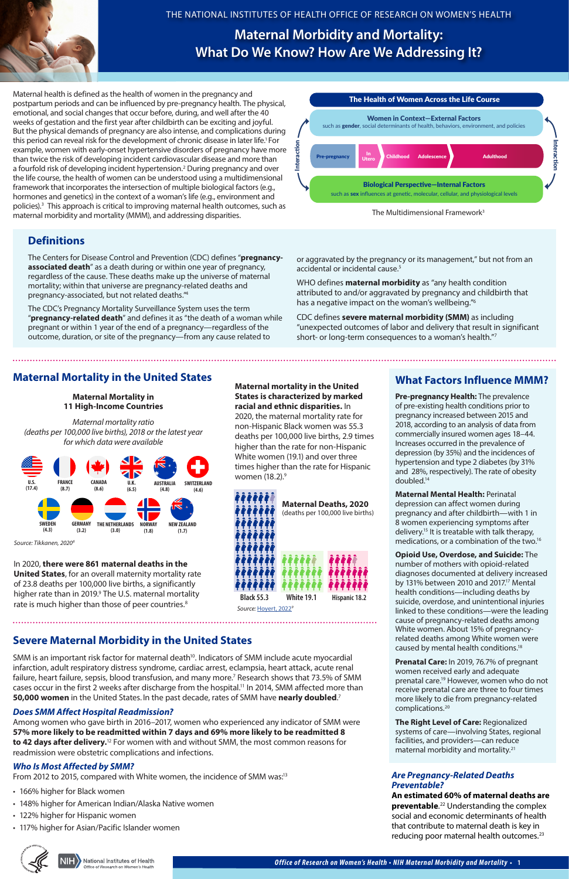THE NATIONAL INSTITUTES OF HEALTH OFFICE OF RESEARCH ON WOMEN'S HEALTH

# Maternal Morbidity and Mortality: What Do We Know? How Are We Addressing It?

Maternal health is defined as the health of women in the pregnancy and postpartum periods and can be influenced by pre-pregnancy health. The physical, emotional, and social changes that occur before, during, and well after the 40 weeks of gestation and the first year after childbirth can be exciting and joyful. But the physical demands of pregnancy are also intense, and complications during this period can reveal risk for the development of chronic disease in later life.[1] For example, women with early-onset hypertensive disorders of pregnancy have more than twice the risk of developing incident cardiovascular disease and more than a fourfold risk of developing incident hypertension.[2] During pregnancy and over the life course, the health of women can be understood using a multidimensional framework that incorporates the intersection of multiple biological factors (e.g., hormones and genetics) in the context of a woman's life (e.g., environment and policies).[3] This approach is critical to improving maternal health outcomes, such as maternal morbidity and mortality (MMM), and addressing disparities.

**The Health of Women Across the Life Course**

**Women in Context—External Factors**
such as **gender**, social determinants of health, behaviors, environment, and policies

Pre-pregnancy | In Utero | Childhood | Adolescence | Adulthood

**Biological Perspective—Internal Factors**
such as **sex** influences at genetic, molecular, cellular, and physiological levels

Interaction | Interaction

The Multidimensional Framework[3]

## Definitions

The Centers for Disease Control and Prevention (CDC) defines "**pregnancy-associated death**" as a death during or within one year of pregnancy, regardless of the cause. These deaths make up the universe of maternal mortality; within that universe are pregnancy-related deaths and pregnancy-associated, but not related deaths."[4]

The CDC's Pregnancy Mortality Surveillance System uses the term "**pregnancy-related death**" and defines it as "the death of a woman while pregnant or within 1 year of the end of a pregnancy—regardless of the outcome, duration, or site of the pregnancy—from any cause related to or aggravated by the pregnancy or its management," but not from an accidental or incidental cause.[5]

WHO defines **maternal morbidity** as "any health condition attributed to and/or aggravated by pregnancy and childbirth that has a negative impact on the woman's wellbeing."[6]

CDC defines **severe maternal morbidity (SMM)** as including "unexpected outcomes of labor and delivery that result in significant short- or long-term consequences to a woman's health."[7]

## Maternal Mortality in the United States

**Maternal Mortality in 11 High-Income Countries**

*Maternal mortality ratio (deaths per 100,000 live births), 2018 or the latest year for which data were available*

| Country | Ratio |
|---|---|
| U.S. | 17.4 |
| France | 8.7 |
| Canada | 8.6 |
| U.K. | 6.5 |
| Australia | 4.8 |
| Switzerland | 4.6 |
| Sweden | 4.3 |
| Germany | 3.2 |
| The Netherlands | 3.0 |
| Norway | 1.8 |
| New Zealand | 1.7 |

*Source: Tikkanen, 2020[8]*

In 2020, **there were 861 maternal deaths in the United States**, for an overall maternity mortality rate of 23.8 deaths per 100,000 live births, a significantly higher rate than in 2019.[9] The U.S. maternal mortality rate is much higher than those of peer countries.[8]

**Maternal mortality in the United States is characterized by marked racial and ethnic disparities.** In 2020, the maternal mortality rate for non-Hispanic Black women was 55.3 deaths per 100,000 live births, 2.9 times higher than the rate for non-Hispanic White women (19.1) and over three times higher than the rate for Hispanic women (18.2).[9]

**Maternal Deaths, 2020** (deaths per 100,000 live births)

| Group | Rate |
|---|---|
| Black | 55.3 |
| White | 19.1 |
| Hispanic | 18.2 |

*Source: Hoyert, 2022[9]*

## Severe Maternal Morbidity in the United States

SMM is an important risk factor for maternal death[10]. Indicators of SMM include acute myocardial infarction, adult respiratory distress syndrome, cardiac arrest, eclampsia, heart attack, acute renal failure, heart failure, sepsis, blood transfusion, and many more.[7] Research shows that 73.5% of SMM cases occur in the first 2 weeks after discharge from the hospital.[11] In 2014, SMM affected more than **50,000 women** in the United States. In the past decade, rates of SMM have **nearly doubled**.[7]

### *Does SMM Affect Hospital Readmission?*

Among women who gave birth in 2016–2017, women who experienced any indicator of SMM were **57% more likely to be readmitted within 7 days and 69% more likely to be readmitted 8 to 42 days after delivery.**[12] For women with and without SMM, the most common reasons for readmission were obstetric complications and infections.

### *Who Is Most Affected by SMM?*

From 2012 to 2015, compared with White women, the incidence of SMM was:[13]

- 166% higher for Black women
- 148% higher for American Indian/Alaska Native women
- 122% higher for Hispanic women
- 117% higher for Asian/Pacific Islander women

## What Factors Influence MMM?

**Pre-pregnancy Health:** The prevalence of pre-existing health conditions prior to pregnancy increased between 2015 and 2018, according to an analysis of data from commercially insured women ages 18–44. Increases occurred in the prevalence of depression (by 35%) and the incidences of hypertension and type 2 diabetes (by 31% and 28%, respectively). The rate of obesity doubled.[14]

**Maternal Mental Health:** Perinatal depression can affect women during pregnancy and after childbirth—with 1 in 8 women experiencing symptoms after delivery.[15] It is treatable with talk therapy, medications, or a combination of the two.[16]

**Opioid Use, Overdose, and Suicide:** The number of mothers with opioid-related diagnoses documented at delivery increased by 131% between 2010 and 2017.[17] Mental health conditions—including deaths by suicide, overdose, and unintentional injuries linked to these conditions—were the leading cause of pregnancy-related deaths among White women. About 15% of pregnancy-related deaths among White women were caused by mental health conditions.[18]

**Prenatal Care:** In 2019, 76.7% of pregnant women received early and adequate prenatal care.[19] However, women who do not receive prenatal care are three to four times more likely to die from pregnancy-related complications.[20]

**The Right Level of Care:** Regionalized systems of care—involving States, regional facilities, and providers—can reduce maternal morbidity and mortality.[21]

### *Are Pregnancy-Related Deaths Preventable?*

**An estimated 60% of maternal deaths are preventable**.[22] Understanding the complex social and economic determinants of health that contribute to maternal death is key in reducing poor maternal health outcomes.[23]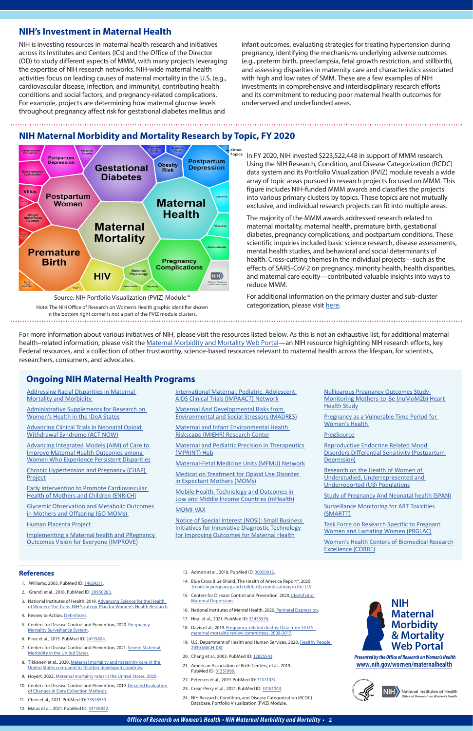## NIH's Investment in Maternal Health

NIH is investing resources in maternal health research and initiatives across its Institutes and Centers (ICs) and the Office of the Director (OD) to study different aspects of MMM, with many projects leveraging the expertise of NIH research networks. NIH-wide maternal health activities focus on leading causes of maternal mortality in the U.S. (e.g., cardiovascular disease, infection, and immunity), contributing health conditions and social factors, and pregnancy-related complications. For example, projects are determining how maternal glucose levels throughout pregnancy affect risk for gestational diabetes mellitus and infant outcomes, evaluating strategies for treating hypertension during pregnancy, identifying the mechanisms underlying adverse outcomes (e.g., preterm birth, preeclampsia, fetal growth restriction, and stillbirth), and assessing disparities in maternity care and characteristics associated with high and low rates of SMM. These are a few examples of NIH investments in comprehensive and interdisciplinary research efforts and its commitment to reducing poor maternal health outcomes for underserved and underfunded areas.

## NIH Maternal Morbidity and Mortality Research by Topic, FY 2020

Uteroplacental Circulation
Placenta Accreta
Peripartum Depression
Microvascular Dysfunction
Gestational Diabetes
Postpartum Breast Cancer
Amniotic Fluid
Obesity Risk
Postpartum Depression
Other Topics
Villus
Postpartum Women
California
Weight Maintenance Regimen
Maternal Health
Maternal Mortality
Wisconsin
Atherosclerosis
Premature Birth
Pregnancy Complications
HIV
Maternal Physiology
Pelvic Floor Disorders
Nitric Oxide
Oxytocin

Source: NIH Portfolio Visualization (PVIZ) Module[24]

Note: The NIH Office of Research on Women's Health graphic identifier shown in the bottom right corner is not a part of the PVIZ module clusters.

In FY 2020, NIH invested $223,522,448 in support of MMM research. Using the NIH Research, Condition, and Disease Categorization (RCDC) data system and its Portfolio Visualization (PVIZ) module reveals a wide array of topic areas pursued in research projects focused on MMM. This figure includes NIH-funded MMM awards and classifies the projects into various primary clusters by topics. These topics are not mutually exclusive, and individual research projects can fit into multiple areas.

The majority of the MMM awards addressed research related to maternal mortality, maternal health, premature birth, gestational diabetes, pregnancy complications, and postpartum conditions. These scientific inquiries included basic science research, disease assessments, mental health studies, and behavioral and social determinants of health. Cross-cutting themes in the individual projects—such as the effects of SARS-CoV-2 on pregnancy, minority health, health disparities, and maternal care equity—contributed valuable insights into ways to reduce MMM.

For additional information on the primary cluster and sub-cluster categorization, please visit here.

For more information about various initiatives of NIH, please visit the resources listed below. As this is not an exhaustive list, for additional maternal health–related information, please visit the Maternal Morbidity and Mortality Web Portal—an NIH resource highlighting NIH research efforts, key Federal resources, and a collection of other trustworthy, science-based resources relevant to maternal health across the lifespan, for scientists, researchers, consumers, and advocates.

## Ongoing NIH Maternal Health Programs

- Addressing Racial Disparities in Maternal Mortality and Morbidity
- Administrative Supplements for Research on Women's Health in the IDeA States
- Advancing Clinical Trials in Neonatal Opioid Withdrawal Syndrome (ACT NOW)
- Advancing Integrated Models (AIM) of Care to Improve Maternal Health Outcomes among Women Who Experience Persistent Disparities
- Chronic Hypertension and Pregnancy (CHAP) Project
- Early Intervention to Promote Cardiovascular Health of Mothers and Children (ENRICH)
- Glycemic Observation and Metabolic Outcomes in Mothers and Offspring (GO MOMs)
- Human Placenta Project
- Implementing a Maternal health and PRegnancy Outcomes Vision for Everyone (IMPROVE)
- International Maternal, Pediatric, Adolescent AIDS Clinical Trials (IMPAACT) Network
- Maternal And Developmental Risks from Environmental and Social Stressors (MADRES)
- Maternal and Infant Environmental Health Riskscape (MIEHR) Research Center
- Maternal and Pediatric Precision in Therapeutics (MPRINT) Hub
- Maternal-Fetal Medicine Units (MFMU) Network
- Medication Treatment for Opioid Use Disorder in Expectant Mothers (MOMs)
- Mobile Health: Technology and Outcomes in Low and Middle Income Countries (mHealth)
- MOMI-VAX
- Notice of Special Interest (NOSI): Small Business Initiatives for Innovative Diagnostic Technology for Improving Outcomes for Maternal Health
- Nulliparous Pregnancy Outcomes Study-Monitoring Mothers-to-Be (nuMoM2b) Heart Health Study
- Pregnancy as a Vulnerable Time Period for Women's Health
- PregSource
- Reproductive Endocrine Related Mood Disorders Differential Sensitivity (Postpartum Depression)
- Research on the Health of Women of Understudied, Underrepresented and Underreported (U3) Populations
- Study of Pregnancy And Neonatal health (SPAN)
- Surveillance Monitoring for ART Toxicities (SMARTT)
- Task Force on Research Specific to Pregnant Women and Lactating Women (PRGLAC)
- Women's Health Centers of Biomedical Research Excellence (COBRE)

### References

1. Williams, 2003. PubMed ID: 14624211.
2. Grandi et al., 2018. PubMed ID: 29950283.
3. National Institutes of Health, 2019. Advancing Science for the Health of Women: The Trans-NIH Strategic Plan for Women's Health Research.
4. Review to Action. Definitions.
5. Centers for Disease Control and Prevention, 2020. Pregnancy Mortality Surveillance System.
6. Firoz et al., 2013. PubMed ID: 24115804.
7. Centers for Disease Control and Prevention, 2021. Severe Maternal Morbidity in the United States.
8. Tikkanen et al., 2020. Maternal mortality and maternity care in the United States compared to 10 other developed countries.
9. Hoyert, 2022. Maternal mortality rates in the United States, 2020.
10. Centers for Disease Control and Prevention, 2019. Detailed Evaluation of Changes in Data Collection Methods.
11. Chen et al., 2021. PubMed ID: 33528553.
12. Matas et al., 2021. PubMed ID: 33738822.
13. Admon et al., 2018. PubMed ID: 30303912.
14. Blue Cross Blue Shield, The Health of America Report®, 2020. Trends in pregnancy and childbirth complications in the U.S.
15. Centers for Disease Control and Prevention, 2020. Identifying Maternal Depression.
16. National Institutes of Mental Health, 2020. Perinatal Depression.
17. Hirai et al., 2021. PubMed ID: 33433576.
18. Davis et al., 2019. Pregnancy-related deaths: Data from 14 U.S. maternal mortality review committees, 2008-2017.
19. U.S. Department of Health and Human Services, 2020. Healthy People 2030 (MICH-08).
20. Chang et al., 2003. PubMed ID: 12825542.
21. American Association of Birth Centers, et al., 2019. PubMed ID: 31351999.
22. Petersen et al., 2019. PubMed ID: 31071074.
23. Crear-Perry et al., 2021. PubMed ID: 33181043.
24. NIH Research, Condition, and Disease Categorization (RCDC) Database, Portfolio Visualization (PVIZ) Module.

**NIH Maternal Morbidity & Mortality Web Portal**

*Presented by the Office of Research on Women's Health*
**www.nih.gov/women/maternalhealth**

National Institutes of Health
Office of Research on Women's Health